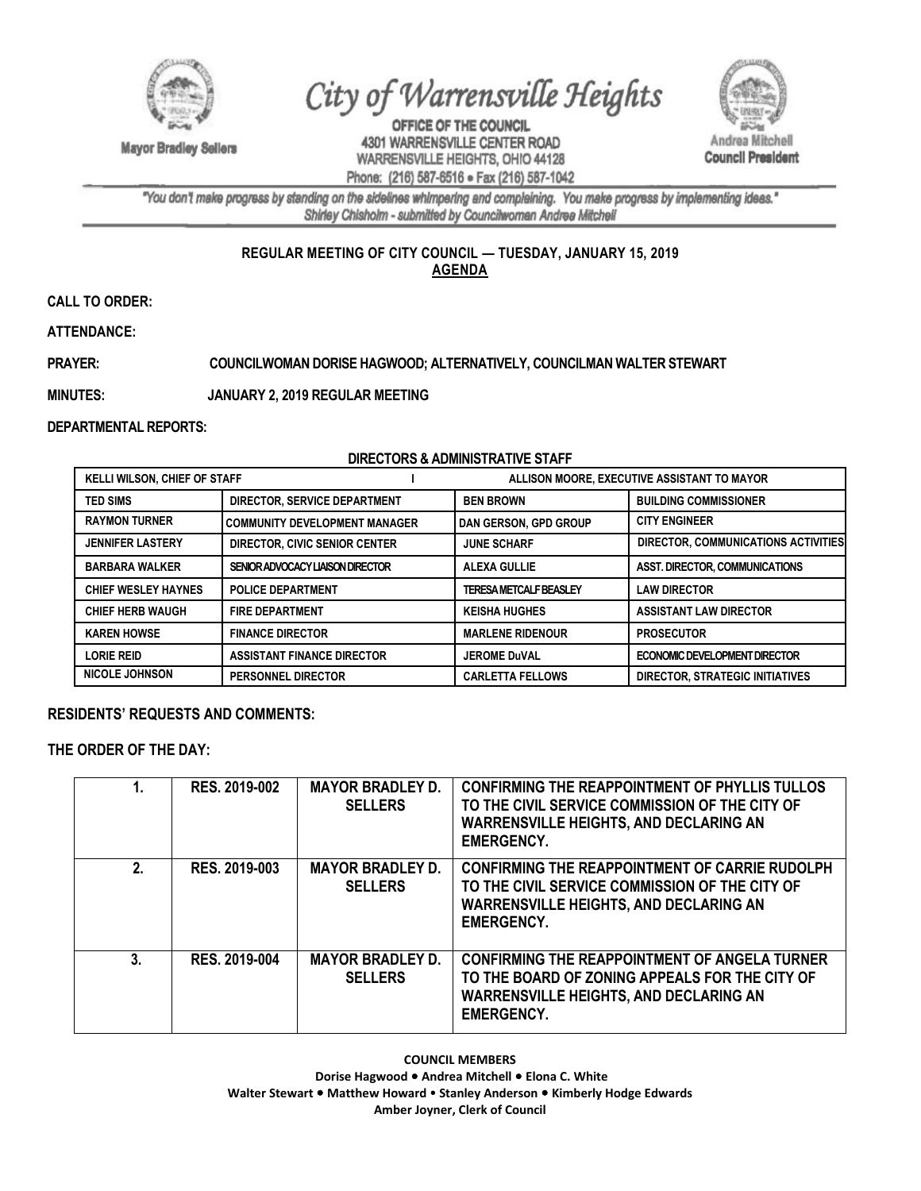Mayor Bradley Sellers

# City of Warrensville Heights

**OFFICE OF THE COUNCIL**
4301 WARRENSVILLE CENTER ROAD
WARRENSVILLE HEIGHTS, OHIO 44128
Phone: (216) 587-6516 • Fax (216) 587-1042

Andrea Mitchell
Council President

*"You don't make progress by standing on the sidelines whimpering and complaining. You make progress by implementing ideas."*
*Shirley Chisholm - submitted by Councilwoman Andrea Mitchell*

## REGULAR MEETING OF CITY COUNCIL — TUESDAY, JANUARY 15, 2019

**AGENDA**

**CALL TO ORDER:**

**ATTENDANCE:**

**PRAYER:** COUNCILWOMAN DORISE HAGWOOD; ALTERNATIVELY, COUNCILMAN WALTER STEWART

**MINUTES:** JANUARY 2, 2019 REGULAR MEETING

**DEPARTMENTAL REPORTS:**

**DIRECTORS & ADMINISTRATIVE STAFF**

| KELLI WILSON, CHIEF OF STAFF | | ALLISON MOORE, EXECUTIVE ASSISTANT TO MAYOR | |
|---|---|---|---|
| TED SIMS | DIRECTOR, SERVICE DEPARTMENT | BEN BROWN | BUILDING COMMISSIONER |
| RAYMON TURNER | COMMUNITY DEVELOPMENT MANAGER | DAN GERSON, GPD GROUP | CITY ENGINEER |
| JENNIFER LASTERY | DIRECTOR, CIVIC SENIOR CENTER | JUNE SCHARF | DIRECTOR, COMMUNICATIONS ACTIVITIES |
| BARBARA WALKER | SENIOR ADVOCACY LIAISON DIRECTOR | ALEXA GULLIE | ASST. DIRECTOR, COMMUNICATIONS |
| CHIEF WESLEY HAYNES | POLICE DEPARTMENT | TERESA METCALF BEASLEY | LAW DIRECTOR |
| CHIEF HERB WAUGH | FIRE DEPARTMENT | KEISHA HUGHES | ASSISTANT LAW DIRECTOR |
| KAREN HOWSE | FINANCE DIRECTOR | MARLENE RIDENOUR | PROSECUTOR |
| LORIE REID | ASSISTANT FINANCE DIRECTOR | JEROME DuVAL | ECONOMIC DEVELOPMENT DIRECTOR |
| NICOLE JOHNSON | PERSONNEL DIRECTOR | CARLETTA FELLOWS | DIRECTOR, STRATEGIC INITIATIVES |

**RESIDENTS' REQUESTS AND COMMENTS:**

**THE ORDER OF THE DAY:**

| | | | |
|---|---|---|---|
| 1. | RES. 2019-002 | MAYOR BRADLEY D. SELLERS | CONFIRMING THE REAPPOINTMENT OF PHYLLIS TULLOS TO THE CIVIL SERVICE COMMISSION OF THE CITY OF WARRENSVILLE HEIGHTS, AND DECLARING AN EMERGENCY. |
| 2. | RES. 2019-003 | MAYOR BRADLEY D. SELLERS | CONFIRMING THE REAPPOINTMENT OF CARRIE RUDOLPH TO THE CIVIL SERVICE COMMISSION OF THE CITY OF WARRENSVILLE HEIGHTS, AND DECLARING AN EMERGENCY. |
| 3. | RES. 2019-004 | MAYOR BRADLEY D. SELLERS | CONFIRMING THE REAPPOINTMENT OF ANGELA TURNER TO THE BOARD OF ZONING APPEALS FOR THE CITY OF WARRENSVILLE HEIGHTS, AND DECLARING AN EMERGENCY. |

**COUNCIL MEMBERS**
Dorise Hagwood • Andrea Mitchell • Elona C. White
Walter Stewart • Matthew Howard • Stanley Anderson • Kimberly Hodge Edwards
Amber Joyner, Clerk of Council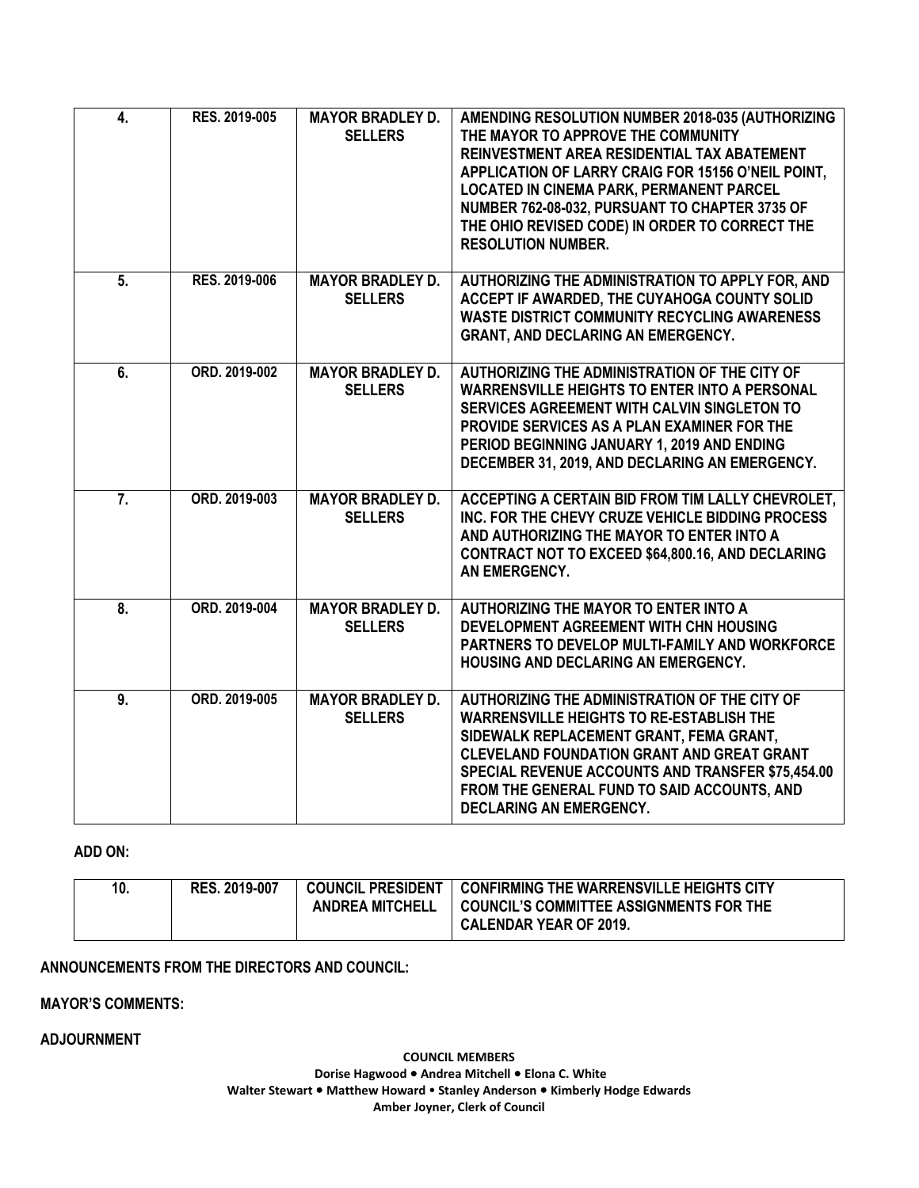| | | | |
|---|---|---|---|
| **4.** | **RES. 2019-005** | **MAYOR BRADLEY D. SELLERS** | **AMENDING RESOLUTION NUMBER 2018-035 (AUTHORIZING THE MAYOR TO APPROVE THE COMMUNITY REINVESTMENT AREA RESIDENTIAL TAX ABATEMENT APPLICATION OF LARRY CRAIG FOR 15156 O'NEIL POINT, LOCATED IN CINEMA PARK, PERMANENT PARCEL NUMBER 762-08-032, PURSUANT TO CHAPTER 3735 OF THE OHIO REVISED CODE) IN ORDER TO CORRECT THE RESOLUTION NUMBER.** |
| **5.** | **RES. 2019-006** | **MAYOR BRADLEY D. SELLERS** | **AUTHORIZING THE ADMINISTRATION TO APPLY FOR, AND ACCEPT IF AWARDED, THE CUYAHOGA COUNTY SOLID WASTE DISTRICT COMMUNITY RECYCLING AWARENESS GRANT, AND DECLARING AN EMERGENCY.** |
| **6.** | **ORD. 2019-002** | **MAYOR BRADLEY D. SELLERS** | **AUTHORIZING THE ADMINISTRATION OF THE CITY OF WARRENSVILLE HEIGHTS TO ENTER INTO A PERSONAL SERVICES AGREEMENT WITH CALVIN SINGLETON TO PROVIDE SERVICES AS A PLAN EXAMINER FOR THE PERIOD BEGINNING JANUARY 1, 2019 AND ENDING DECEMBER 31, 2019, AND DECLARING AN EMERGENCY.** |
| **7.** | **ORD. 2019-003** | **MAYOR BRADLEY D. SELLERS** | **ACCEPTING A CERTAIN BID FROM TIM LALLY CHEVROLET, INC. FOR THE CHEVY CRUZE VEHICLE BIDDING PROCESS AND AUTHORIZING THE MAYOR TO ENTER INTO A CONTRACT NOT TO EXCEED $64,800.16, AND DECLARING AN EMERGENCY.** |
| **8.** | **ORD. 2019-004** | **MAYOR BRADLEY D. SELLERS** | **AUTHORIZING THE MAYOR TO ENTER INTO A DEVELOPMENT AGREEMENT WITH CHN HOUSING PARTNERS TO DEVELOP MULTI-FAMILY AND WORKFORCE HOUSING AND DECLARING AN EMERGENCY.** |
| **9.** | **ORD. 2019-005** | **MAYOR BRADLEY D. SELLERS** | **AUTHORIZING THE ADMINISTRATION OF THE CITY OF WARRENSVILLE HEIGHTS TO RE-ESTABLISH THE SIDEWALK REPLACEMENT GRANT, FEMA GRANT, CLEVELAND FOUNDATION GRANT AND GREAT GRANT SPECIAL REVENUE ACCOUNTS AND TRANSFER $75,454.00 FROM THE GENERAL FUND TO SAID ACCOUNTS, AND DECLARING AN EMERGENCY.** |

**ADD ON:**

| | | | |
|---|---|---|---|
| **10.** | **RES. 2019-007** | **COUNCIL PRESIDENT ANDREA MITCHELL** | **CONFIRMING THE WARRENSVILLE HEIGHTS CITY COUNCIL'S COMMITTEE ASSIGNMENTS FOR THE CALENDAR YEAR OF 2019.** |

**ANNOUNCEMENTS FROM THE DIRECTORS AND COUNCIL:**

**MAYOR'S COMMENTS:**

**ADJOURNMENT**

**COUNCIL MEMBERS**
**Dorise Hagwood • Andrea Mitchell • Elona C. White**
**Walter Stewart • Matthew Howard • Stanley Anderson • Kimberly Hodge Edwards**
**Amber Joyner, Clerk of Council**